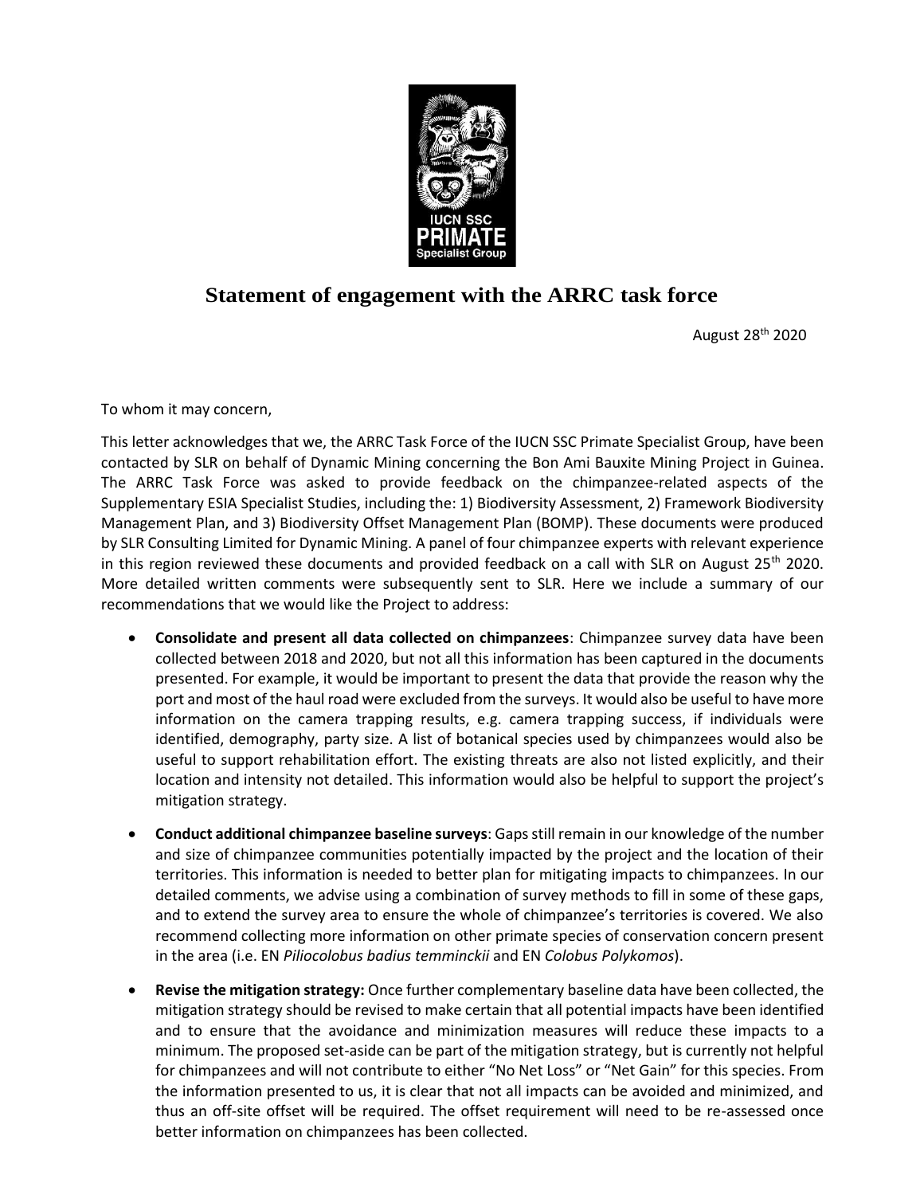# Statement of engagement with the ARRC task force

August 28th 2020

To whom it may concern,

This letter acknowledges that we, the ARRC Task Force of the IUCN SSC Primate Specialist Group, have been contacted by SLR on behalf of Dynamic Mining concerning the Bon Ami Bauxite Mining Project in Guinea. The ARRC Task Force was asked to provide feedback on the chimpanzee-related aspects of the Supplementary ESIA Specialist Studies, including the: 1) Biodiversity Assessment, 2) Framework Biodiversity Management Plan, and 3) Biodiversity Offset Management Plan (BOMP). These documents were produced by SLR Consulting Limited for Dynamic Mining. A panel of four chimpanzee experts with relevant experience in this region reviewed these documents and provided feedback on a call with SLR on August 25th 2020. More detailed written comments were subsequently sent to SLR. Here we include a summary of our recommendations that we would like the Project to address:

- **Consolidate and present all data collected on chimpanzees**: Chimpanzee survey data have been collected between 2018 and 2020, but not all this information has been captured in the documents presented. For example, it would be important to present the data that provide the reason why the port and most of the haul road were excluded from the surveys. It would also be useful to have more information on the camera trapping results, e.g. camera trapping success, if individuals were identified, demography, party size. A list of botanical species used by chimpanzees would also be useful to support rehabilitation effort. The existing threats are also not listed explicitly, and their location and intensity not detailed. This information would also be helpful to support the project's mitigation strategy.

- **Conduct additional chimpanzee baseline surveys**: Gaps still remain in our knowledge of the number and size of chimpanzee communities potentially impacted by the project and the location of their territories. This information is needed to better plan for mitigating impacts to chimpanzees. In our detailed comments, we advise using a combination of survey methods to fill in some of these gaps, and to extend the survey area to ensure the whole of chimpanzee's territories is covered. We also recommend collecting more information on other primate species of conservation concern present in the area (i.e. EN *Piliocolobus badius temminckii* and EN *Colobus Polykomos*).

- **Revise the mitigation strategy:** Once further complementary baseline data have been collected, the mitigation strategy should be revised to make certain that all potential impacts have been identified and to ensure that the avoidance and minimization measures will reduce these impacts to a minimum. The proposed set-aside can be part of the mitigation strategy, but is currently not helpful for chimpanzees and will not contribute to either "No Net Loss" or "Net Gain" for this species. From the information presented to us, it is clear that not all impacts can be avoided and minimized, and thus an off-site offset will be required. The offset requirement will need to be re-assessed once better information on chimpanzees has been collected.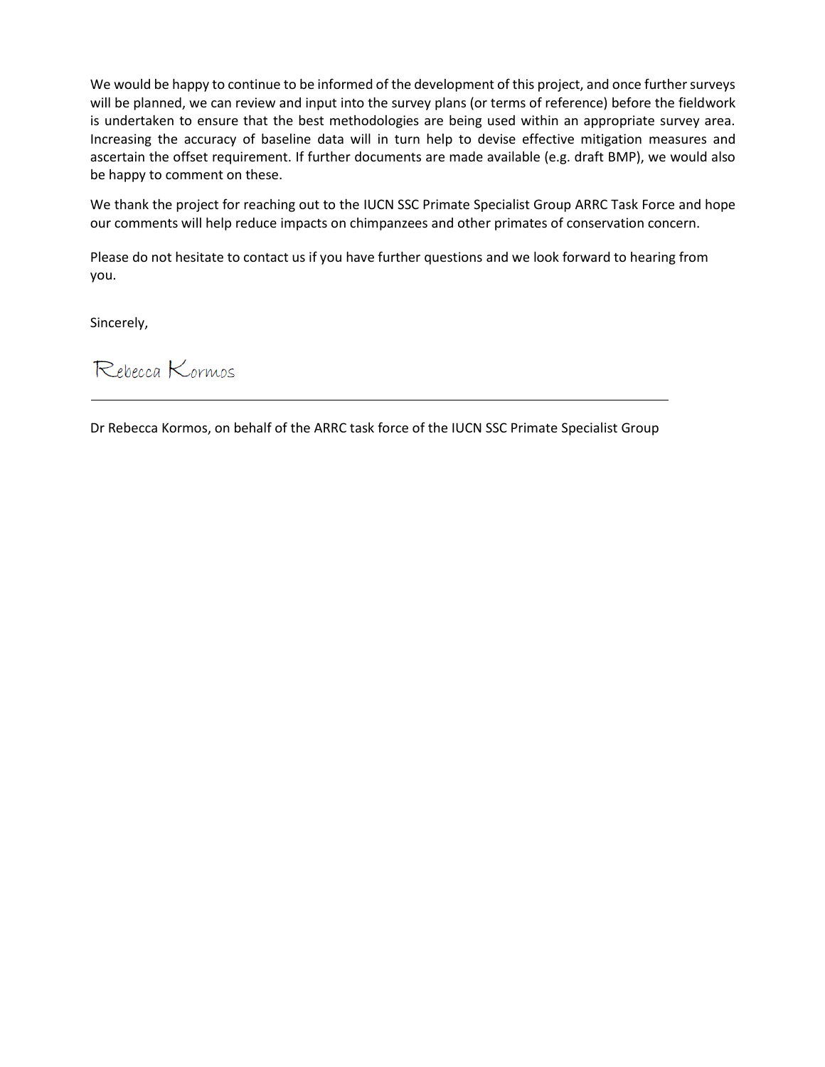We would be happy to continue to be informed of the development of this project, and once further surveys will be planned, we can review and input into the survey plans (or terms of reference) before the fieldwork is undertaken to ensure that the best methodologies are being used within an appropriate survey area. Increasing the accuracy of baseline data will in turn help to devise effective mitigation measures and ascertain the offset requirement. If further documents are made available (e.g. draft BMP), we would also be happy to comment on these.

We thank the project for reaching out to the IUCN SSC Primate Specialist Group ARRC Task Force and hope our comments will help reduce impacts on chimpanzees and other primates of conservation concern.

Please do not hesitate to contact us if you have further questions and we look forward to hearing from you.

Sincerely,

Rebecca Kormos

---

Dr Rebecca Kormos, on behalf of the ARRC task force of the IUCN SSC Primate Specialist Group